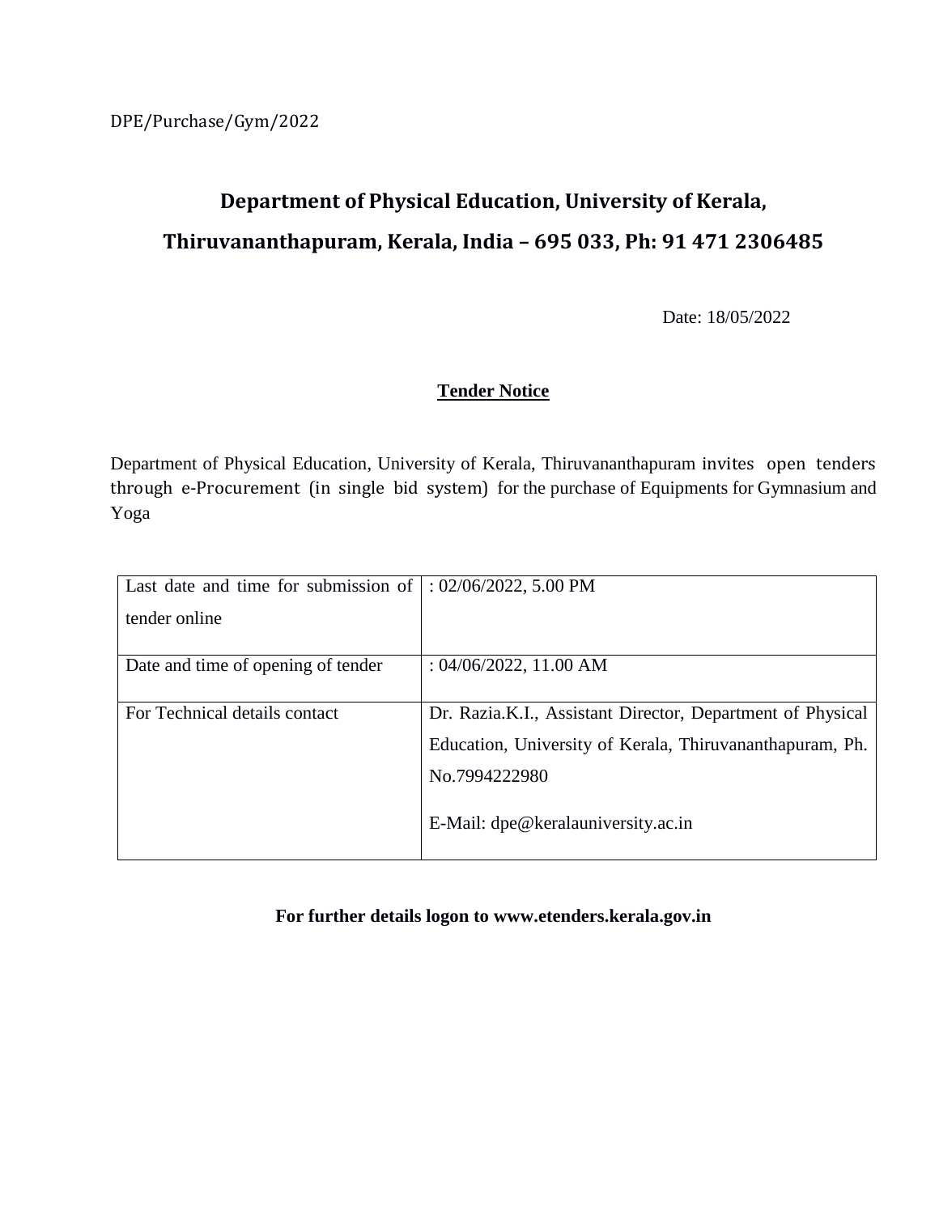DPE/Purchase/Gym/2022

# Department of Physical Education, University of Kerala,

# Thiruvananthapuram, Kerala, India – 695 033, Ph: 91 471 2306485

Date: 18/05/2022

## Tender Notice

Department of Physical Education, University of Kerala, Thiruvananthapuram invites open tenders through e-Procurement (in single bid system) for the purchase of Equipments for Gymnasium and Yoga

| | |
|---|---|
| Last date and time for submission of tender online | : 02/06/2022, 5.00 PM |
| Date and time of opening of tender | : 04/06/2022, 11.00 AM |
| For Technical details contact | Dr. Razia.K.I., Assistant Director, Department of Physical Education, University of Kerala, Thiruvananthapuram, Ph. No.7994222980<br><br>E-Mail: dpe@keralauniversity.ac.in |

**For further details logon to www.etenders.kerala.gov.in**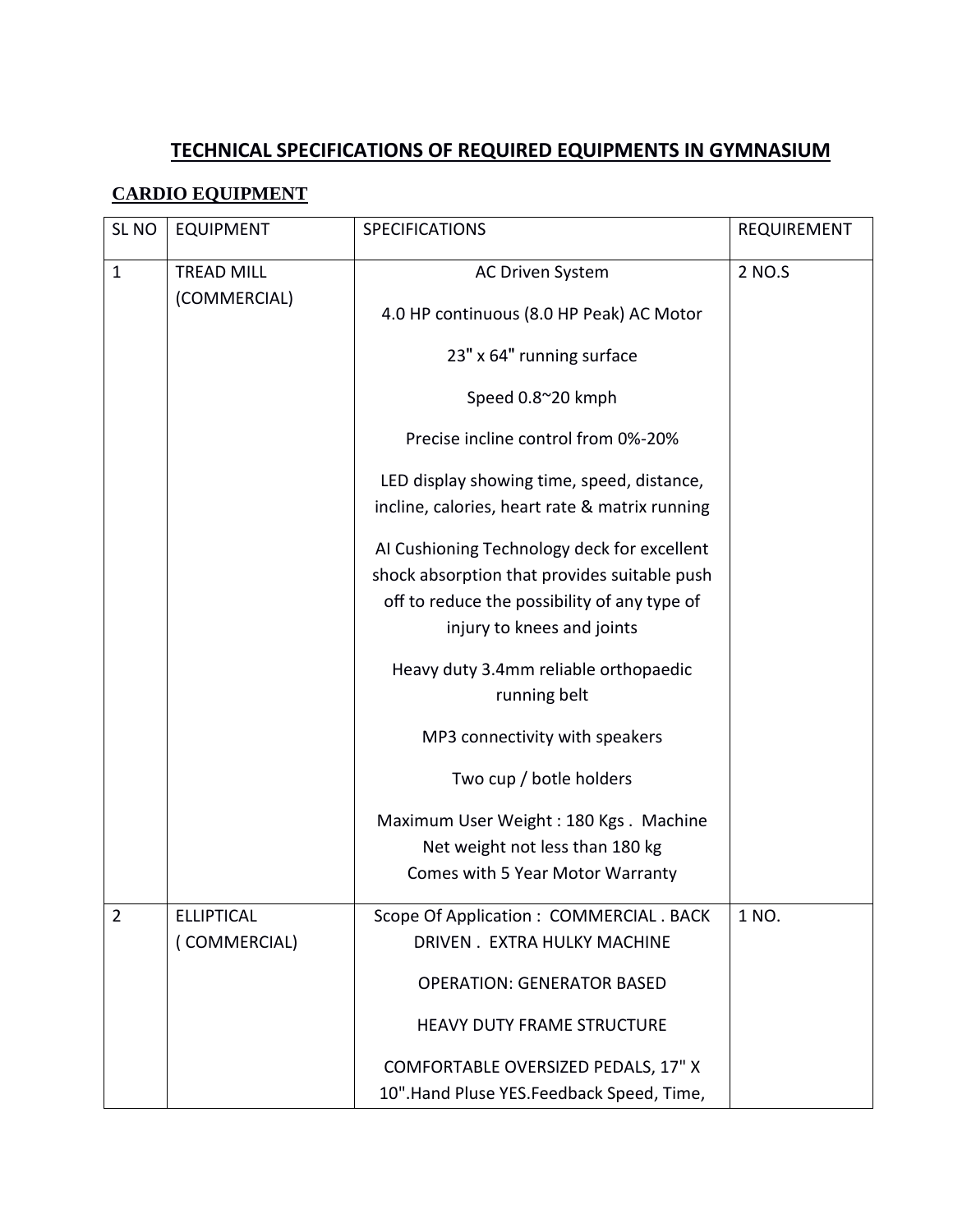# TECHNICAL SPECIFICATIONS OF REQUIRED EQUIPMENTS IN GYMNASIUM

## CARDIO EQUIPMENT

| SL NO | EQUIPMENT | SPECIFICATIONS | REQUIREMENT |
|---|---|---|---|
| 1 | TREAD MILL (COMMERCIAL) | AC Driven System<br><br>4.0 HP continuous (8.0 HP Peak) AC Motor<br><br>23" x 64" running surface<br><br>Speed 0.8~20 kmph<br><br>Precise incline control from 0%-20%<br><br>LED display showing time, speed, distance, incline, calories, heart rate & matrix running<br><br>AI Cushioning Technology deck for excellent shock absorption that provides suitable push off to reduce the possibility of any type of injury to knees and joints<br><br>Heavy duty 3.4mm reliable orthopaedic running belt<br><br>MP3 connectivity with speakers<br><br>Two cup / botle holders<br><br>Maximum User Weight : 180 Kgs . Machine Net weight not less than 180 kg<br>Comes with 5 Year Motor Warranty | 2 NO.S |
| 2 | ELLIPTICAL ( COMMERCIAL) | Scope Of Application : COMMERCIAL . BACK DRIVEN . EXTRA HULKY MACHINE<br><br>OPERATION: GENERATOR BASED<br><br>HEAVY DUTY FRAME STRUCTURE<br><br>COMFORTABLE OVERSIZED PEDALS, 17" X 10".Hand Pluse YES.Feedback Speed, Time, | 1 NO. |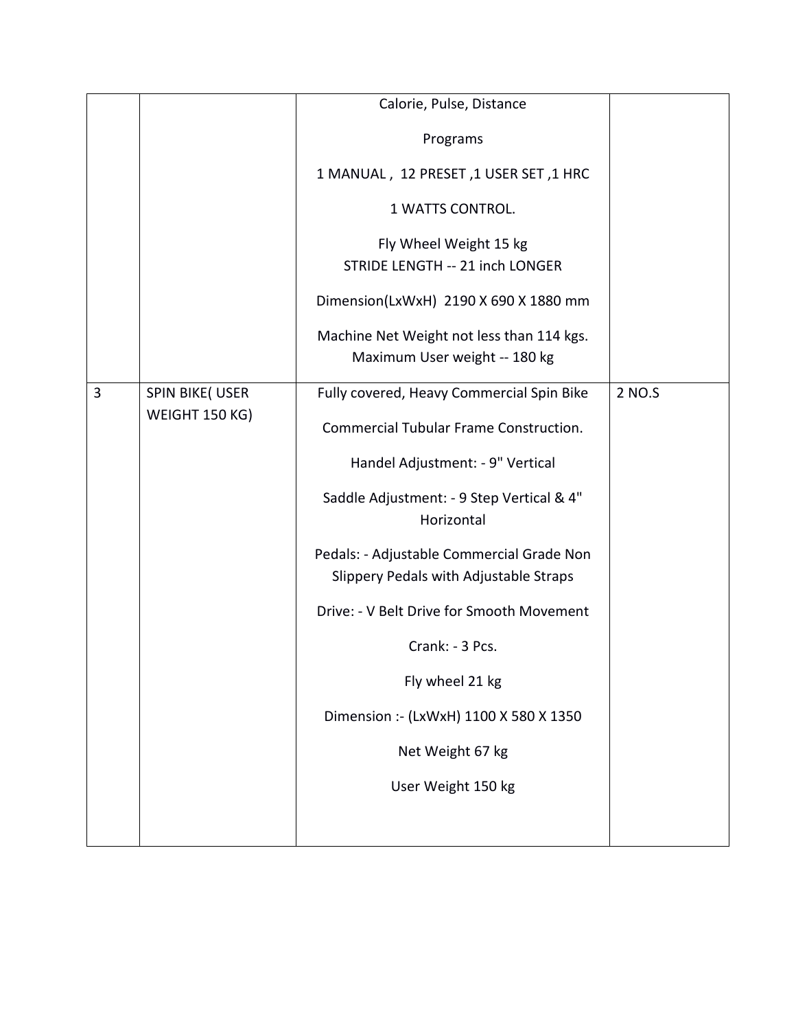|  |  |  |  |
|---|---|---|---|
|  |  | Calorie, Pulse, Distance<br><br>Programs<br><br>1 MANUAL , 12 PRESET ,1 USER SET ,1 HRC<br><br>1 WATTS CONTROL.<br><br>Fly Wheel Weight 15 kg<br>STRIDE LENGTH -- 21 inch LONGER<br><br>Dimension(LxWxH) 2190 X 690 X 1880 mm<br><br>Machine Net Weight not less than 114 kgs.<br>Maximum User weight -- 180 kg |  |
| 3 | SPIN BIKE( USER WEIGHT 150 KG) | Fully covered, Heavy Commercial Spin Bike<br><br>Commercial Tubular Frame Construction.<br><br>Handel Adjustment: - 9" Vertical<br><br>Saddle Adjustment: - 9 Step Vertical & 4" Horizontal<br><br>Pedals: - Adjustable Commercial Grade Non Slippery Pedals with Adjustable Straps<br><br>Drive: - V Belt Drive for Smooth Movement<br><br>Crank: - 3 Pcs.<br><br>Fly wheel 21 kg<br><br>Dimension :- (LxWxH) 1100 X 580 X 1350<br><br>Net Weight 67 kg<br><br>User Weight 150 kg | 2 NO.S |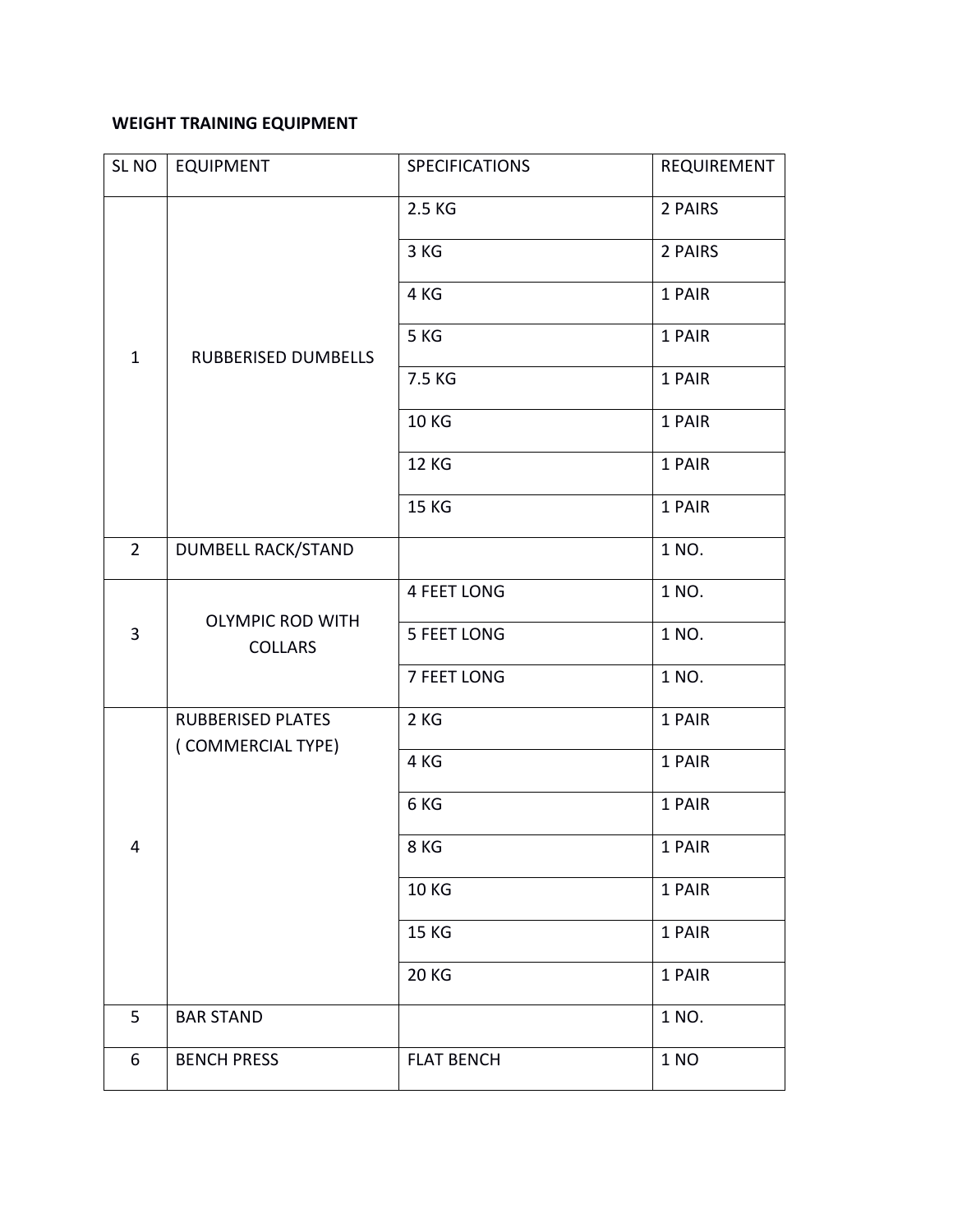**WEIGHT TRAINING EQUIPMENT**

| SL NO | EQUIPMENT | SPECIFICATIONS | REQUIREMENT |
|---|---|---|---|
| 1 | RUBBERISED DUMBELLS | 2.5 KG | 2 PAIRS |
| | | 3 KG | 2 PAIRS |
| | | 4 KG | 1 PAIR |
| | | 5 KG | 1 PAIR |
| | | 7.5 KG | 1 PAIR |
| | | 10 KG | 1 PAIR |
| | | 12 KG | 1 PAIR |
| | | 15 KG | 1 PAIR |
| 2 | DUMBELL RACK/STAND | | 1 NO. |
| 3 | OLYMPIC ROD WITH COLLARS | 4 FEET LONG | 1 NO. |
| | | 5 FEET LONG | 1 NO. |
| | | 7 FEET LONG | 1 NO. |
| 4 | RUBBERISED PLATES ( COMMERCIAL TYPE) | 2 KG | 1 PAIR |
| | | 4 KG | 1 PAIR |
| | | 6 KG | 1 PAIR |
| | | 8 KG | 1 PAIR |
| | | 10 KG | 1 PAIR |
| | | 15 KG | 1 PAIR |
| | | 20 KG | 1 PAIR |
| 5 | BAR STAND | | 1 NO. |
| 6 | BENCH PRESS | FLAT BENCH | 1 NO |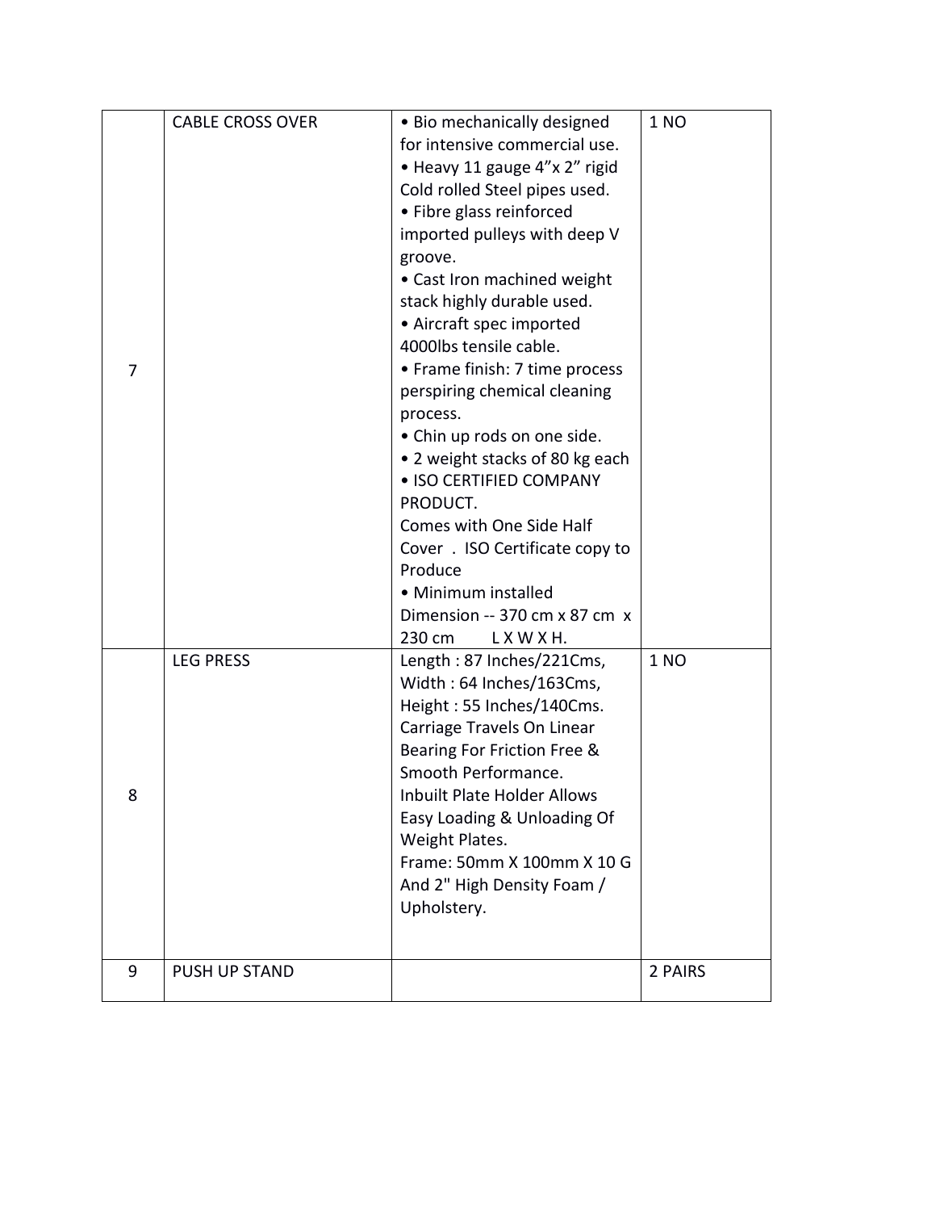| | | | |
|---|---|---|---|
| 7 | CABLE CROSS OVER | • Bio mechanically designed for intensive commercial use.<br>• Heavy 11 gauge 4”x 2” rigid Cold rolled Steel pipes used.<br>• Fibre glass reinforced imported pulleys with deep V groove.<br>• Cast Iron machined weight stack highly durable used.<br>• Aircraft spec imported 4000lbs tensile cable.<br>• Frame finish: 7 time process perspiring chemical cleaning process.<br>• Chin up rods on one side.<br>• 2 weight stacks of 80 kg each<br>• ISO CERTIFIED COMPANY PRODUCT.<br>Comes with One Side Half Cover . ISO Certificate copy to Produce<br>• Minimum installed Dimension -- 370 cm x 87 cm x 230 cm L X W X H. | 1 NO |
| 8 | LEG PRESS | Length : 87 Inches/221Cms,<br>Width : 64 Inches/163Cms,<br>Height : 55 Inches/140Cms.<br>Carriage Travels On Linear Bearing For Friction Free & Smooth Performance.<br>Inbuilt Plate Holder Allows Easy Loading & Unloading Of Weight Plates.<br>Frame: 50mm X 100mm X 10 G And 2" High Density Foam / Upholstery. | 1 NO |
| 9 | PUSH UP STAND | | 2 PAIRS |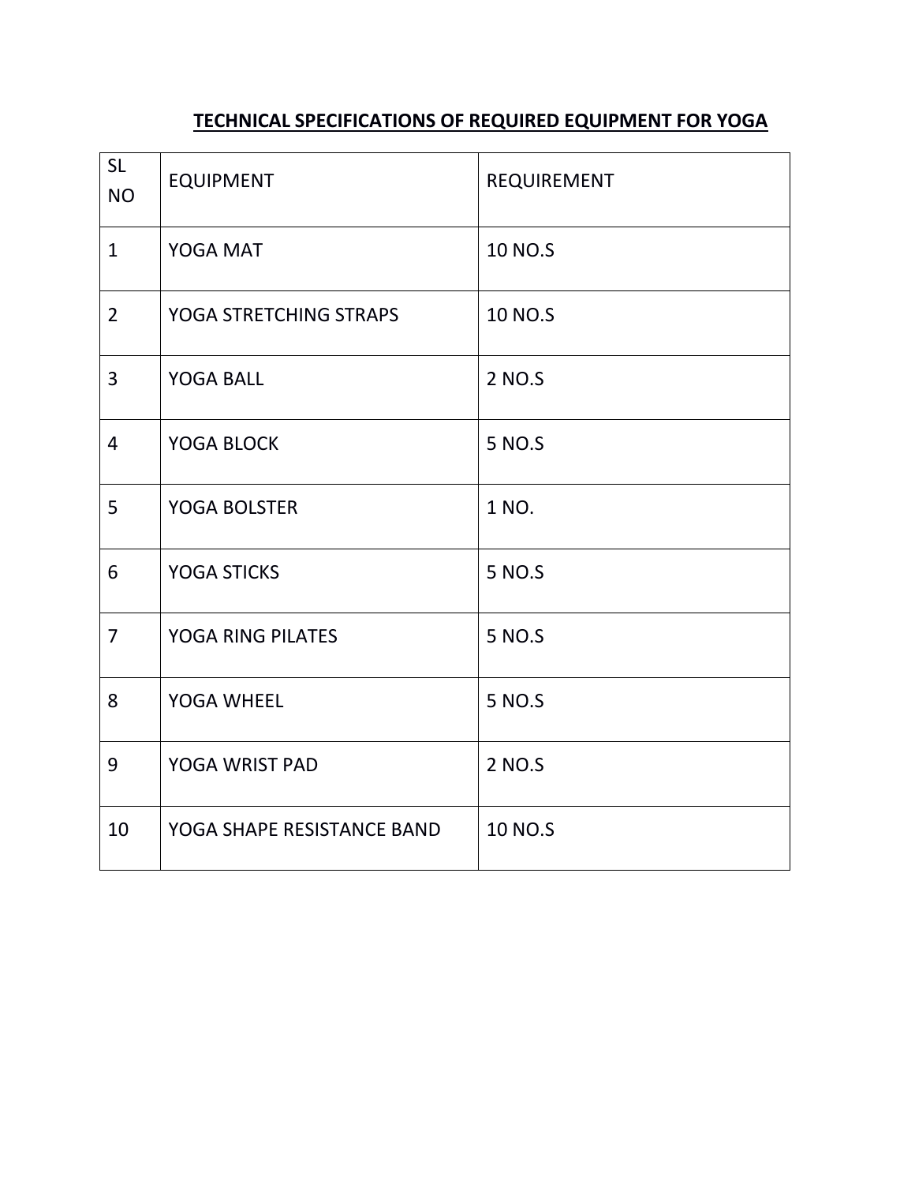## TECHNICAL SPECIFICATIONS OF REQUIRED EQUIPMENT FOR YOGA

| SL NO | EQUIPMENT | REQUIREMENT |
|---|---|---|
| 1 | YOGA MAT | 10 NO.S |
| 2 | YOGA STRETCHING STRAPS | 10 NO.S |
| 3 | YOGA BALL | 2 NO.S |
| 4 | YOGA BLOCK | 5 NO.S |
| 5 | YOGA BOLSTER | 1 NO. |
| 6 | YOGA STICKS | 5 NO.S |
| 7 | YOGA RING PILATES | 5 NO.S |
| 8 | YOGA WHEEL | 5 NO.S |
| 9 | YOGA WRIST PAD | 2 NO.S |
| 10 | YOGA SHAPE RESISTANCE BAND | 10 NO.S |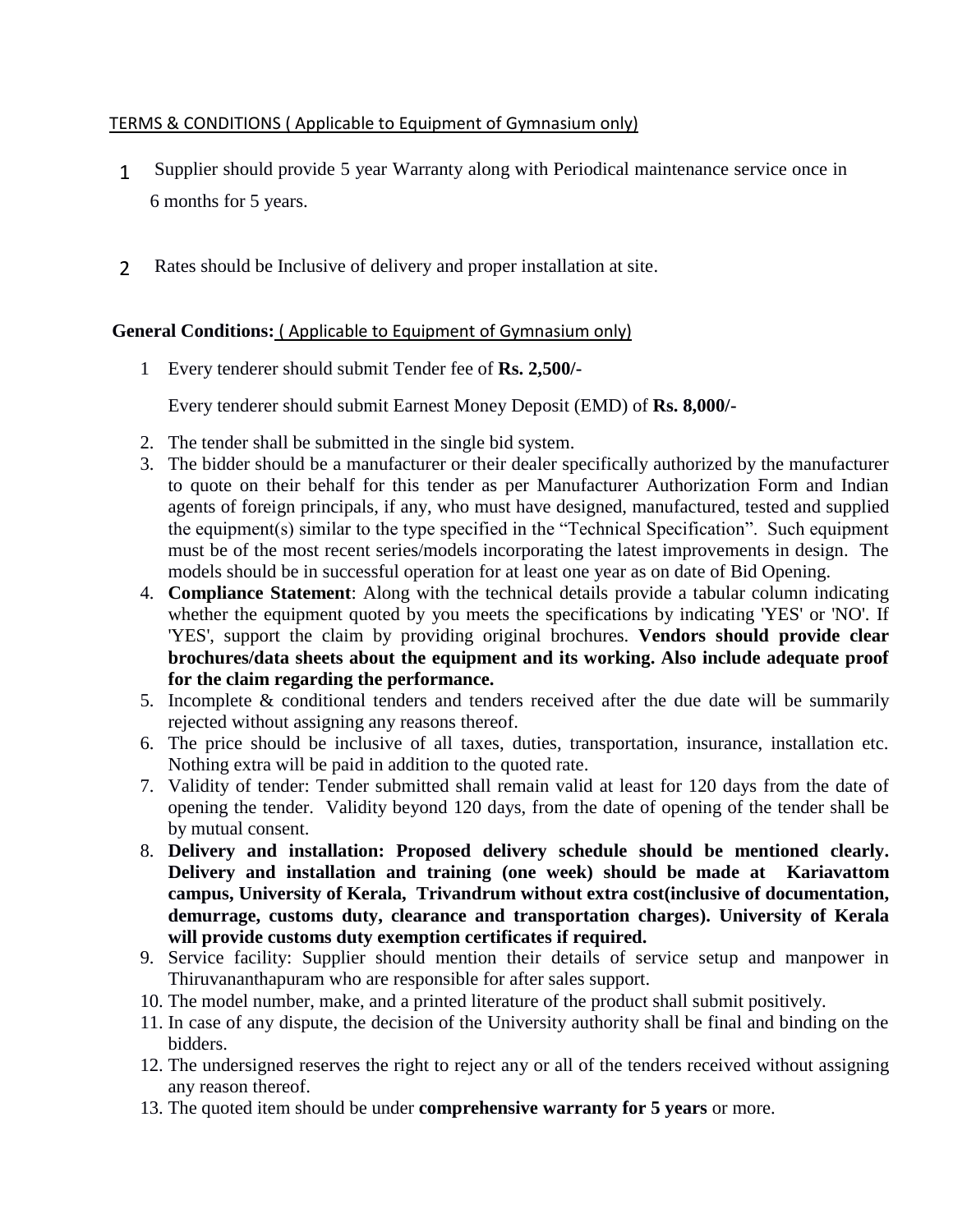TERMS & CONDITIONS ( Applicable to Equipment of Gymnasium only)

1. Supplier should provide 5 year Warranty along with Periodical maintenance service once in 6 months for 5 years.

2. Rates should be Inclusive of delivery and proper installation at site.

**General Conditions:** ( Applicable to Equipment of Gymnasium only)

1. Every tenderer should submit Tender fee of **Rs. 2,500/-**

   Every tenderer should submit Earnest Money Deposit (EMD) of **Rs. 8,000/-**

2. The tender shall be submitted in the single bid system.
3. The bidder should be a manufacturer or their dealer specifically authorized by the manufacturer to quote on their behalf for this tender as per Manufacturer Authorization Form and Indian agents of foreign principals, if any, who must have designed, manufactured, tested and supplied the equipment(s) similar to the type specified in the "Technical Specification". Such equipment must be of the most recent series/models incorporating the latest improvements in design. The models should be in successful operation for at least one year as on date of Bid Opening.
4. **Compliance Statement**: Along with the technical details provide a tabular column indicating whether the equipment quoted by you meets the specifications by indicating 'YES' or 'NO'. If 'YES', support the claim by providing original brochures. **Vendors should provide clear brochures/data sheets about the equipment and its working. Also include adequate proof for the claim regarding the performance.**
5. Incomplete & conditional tenders and tenders received after the due date will be summarily rejected without assigning any reasons thereof.
6. The price should be inclusive of all taxes, duties, transportation, insurance, installation etc. Nothing extra will be paid in addition to the quoted rate.
7. Validity of tender: Tender submitted shall remain valid at least for 120 days from the date of opening the tender. Validity beyond 120 days, from the date of opening of the tender shall be by mutual consent.
8. **Delivery and installation: Proposed delivery schedule should be mentioned clearly. Delivery and installation and training (one week) should be made at Kariavattom campus, University of Kerala, Trivandrum without extra cost(inclusive of documentation, demurrage, customs duty, clearance and transportation charges). University of Kerala will provide customs duty exemption certificates if required.**
9. Service facility: Supplier should mention their details of service setup and manpower in Thiruvananthapuram who are responsible for after sales support.
10. The model number, make, and a printed literature of the product shall submit positively.
11. In case of any dispute, the decision of the University authority shall be final and binding on the bidders.
12. The undersigned reserves the right to reject any or all of the tenders received without assigning any reason thereof.
13. The quoted item should be under **comprehensive warranty for 5 years** or more.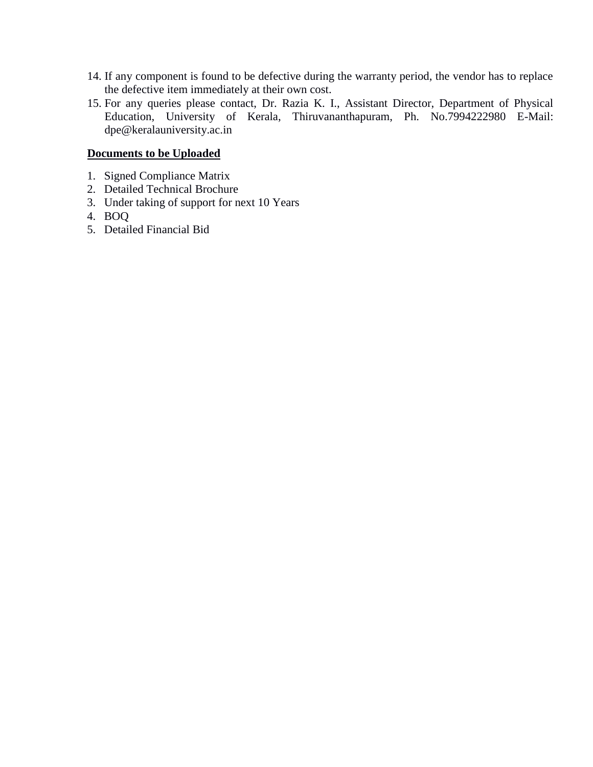14. If any component is found to be defective during the warranty period, the vendor has to replace the defective item immediately at their own cost.
15. For any queries please contact, Dr. Razia K. I., Assistant Director, Department of Physical Education, University of Kerala, Thiruvananthapuram, Ph. No.7994222980 E-Mail: dpe@keralauniversity.ac.in

**Documents to be Uploaded**

1. Signed Compliance Matrix
2. Detailed Technical Brochure
3. Under taking of support for next 10 Years
4. BOQ
5. Detailed Financial Bid